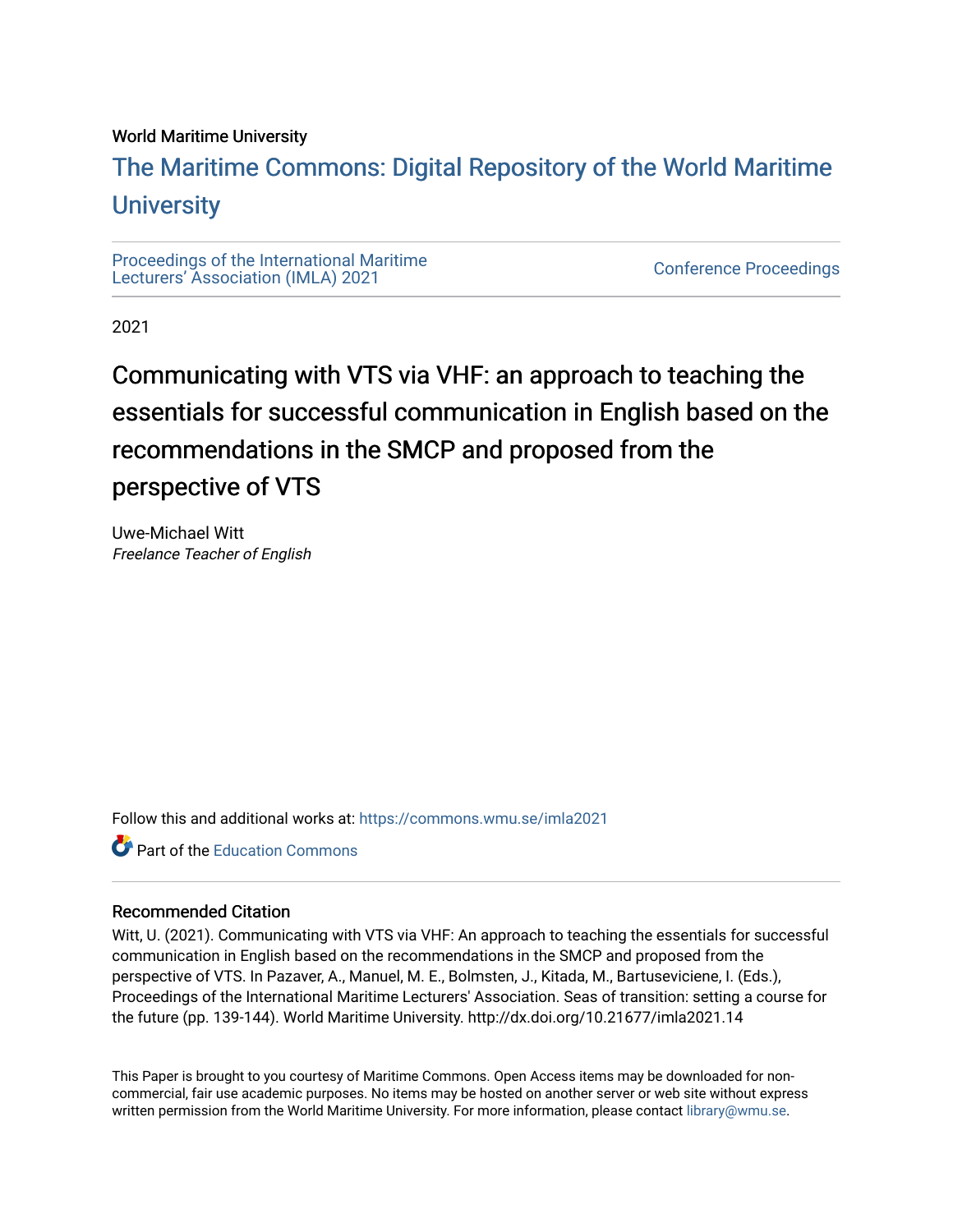World Maritime University

# The Maritime Commons: Digital Repository of the World Maritime University

Proceedings of the International Maritime Lecturers' Association (IMLA) 2021

Conference Proceedings

2021

## Communicating with VTS via VHF: an approach to teaching the essentials for successful communication in English based on the recommendations in the SMCP and proposed from the perspective of VTS

Uwe-Michael Witt
*Freelance Teacher of English*

Follow this and additional works at: https://commons.wmu.se/imla2021

Part of the Education Commons

### Recommended Citation

Witt, U. (2021). Communicating with VTS via VHF: An approach to teaching the essentials for successful communication in English based on the recommendations in the SMCP and proposed from the perspective of VTS. In Pazaver, A., Manuel, M. E., Bolmsten, J., Kitada, M., Bartuseviciene, I. (Eds.), Proceedings of the International Maritime Lecturers' Association. Seas of transition: setting a course for the future (pp. 139-144). World Maritime University. http://dx.doi.org/10.21677/imla2021.14

This Paper is brought to you courtesy of Maritime Commons. Open Access items may be downloaded for non-commercial, fair use academic purposes. No items may be hosted on another server or web site without express written permission from the World Maritime University. For more information, please contact library@wmu.se.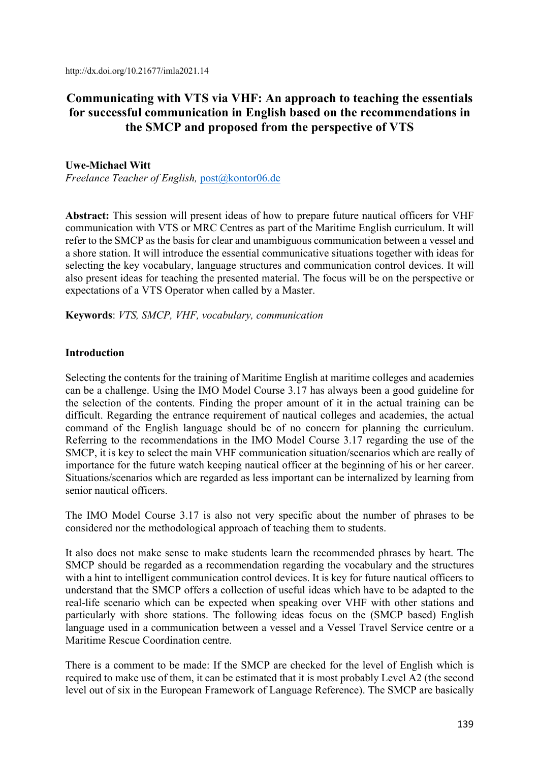http://dx.doi.org/10.21677/imla2021.14

# Communicating with VTS via VHF: An approach to teaching the essentials for successful communication in English based on the recommendations in the SMCP and proposed from the perspective of VTS

**Uwe-Michael Witt**
*Freelance Teacher of English,* post@kontor06.de

**Abstract:** This session will present ideas of how to prepare future nautical officers for VHF communication with VTS or MRC Centres as part of the Maritime English curriculum. It will refer to the SMCP as the basis for clear and unambiguous communication between a vessel and a shore station. It will introduce the essential communicative situations together with ideas for selecting the key vocabulary, language structures and communication control devices. It will also present ideas for teaching the presented material. The focus will be on the perspective or expectations of a VTS Operator when called by a Master.

**Keywords**: *VTS, SMCP, VHF, vocabulary, communication*

## Introduction

Selecting the contents for the training of Maritime English at maritime colleges and academies can be a challenge. Using the IMO Model Course 3.17 has always been a good guideline for the selection of the contents. Finding the proper amount of it in the actual training can be difficult. Regarding the entrance requirement of nautical colleges and academies, the actual command of the English language should be of no concern for planning the curriculum. Referring to the recommendations in the IMO Model Course 3.17 regarding the use of the SMCP, it is key to select the main VHF communication situation/scenarios which are really of importance for the future watch keeping nautical officer at the beginning of his or her career. Situations/scenarios which are regarded as less important can be internalized by learning from senior nautical officers.

The IMO Model Course 3.17 is also not very specific about the number of phrases to be considered nor the methodological approach of teaching them to students.

It also does not make sense to make students learn the recommended phrases by heart. The SMCP should be regarded as a recommendation regarding the vocabulary and the structures with a hint to intelligent communication control devices. It is key for future nautical officers to understand that the SMCP offers a collection of useful ideas which have to be adapted to the real-life scenario which can be expected when speaking over VHF with other stations and particularly with shore stations. The following ideas focus on the (SMCP based) English language used in a communication between a vessel and a Vessel Travel Service centre or a Maritime Rescue Coordination centre.

There is a comment to be made: If the SMCP are checked for the level of English which is required to make use of them, it can be estimated that it is most probably Level A2 (the second level out of six in the European Framework of Language Reference). The SMCP are basically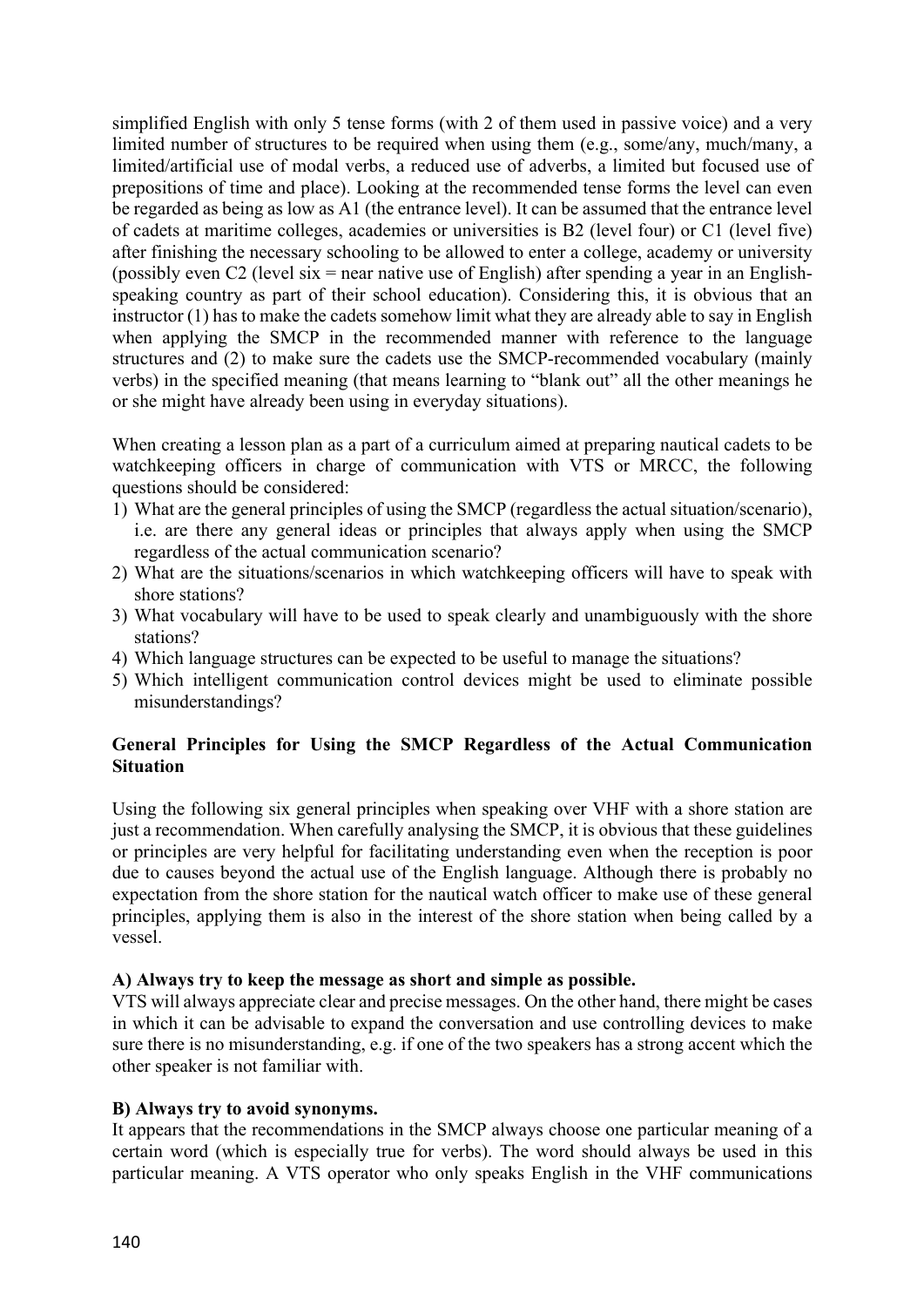simplified English with only 5 tense forms (with 2 of them used in passive voice) and a very limited number of structures to be required when using them (e.g., some/any, much/many, a limited/artificial use of modal verbs, a reduced use of adverbs, a limited but focused use of prepositions of time and place). Looking at the recommended tense forms the level can even be regarded as being as low as A1 (the entrance level). It can be assumed that the entrance level of cadets at maritime colleges, academies or universities is B2 (level four) or C1 (level five) after finishing the necessary schooling to be allowed to enter a college, academy or university (possibly even C2 (level six = near native use of English) after spending a year in an English-speaking country as part of their school education). Considering this, it is obvious that an instructor (1) has to make the cadets somehow limit what they are already able to say in English when applying the SMCP in the recommended manner with reference to the language structures and (2) to make sure the cadets use the SMCP-recommended vocabulary (mainly verbs) in the specified meaning (that means learning to "blank out" all the other meanings he or she might have already been using in everyday situations).

When creating a lesson plan as a part of a curriculum aimed at preparing nautical cadets to be watchkeeping officers in charge of communication with VTS or MRCC, the following questions should be considered:

1) What are the general principles of using the SMCP (regardless the actual situation/scenario), i.e. are there any general ideas or principles that always apply when using the SMCP regardless of the actual communication scenario?
2) What are the situations/scenarios in which watchkeeping officers will have to speak with shore stations?
3) What vocabulary will have to be used to speak clearly and unambiguously with the shore stations?
4) Which language structures can be expected to be useful to manage the situations?
5) Which intelligent communication control devices might be used to eliminate possible misunderstandings?

## General Principles for Using the SMCP Regardless of the Actual Communication Situation

Using the following six general principles when speaking over VHF with a shore station are just a recommendation. When carefully analysing the SMCP, it is obvious that these guidelines or principles are very helpful for facilitating understanding even when the reception is poor due to causes beyond the actual use of the English language. Although there is probably no expectation from the shore station for the nautical watch officer to make use of these general principles, applying them is also in the interest of the shore station when being called by a vessel.

**A) Always try to keep the message as short and simple as possible.**

VTS will always appreciate clear and precise messages. On the other hand, there might be cases in which it can be advisable to expand the conversation and use controlling devices to make sure there is no misunderstanding, e.g. if one of the two speakers has a strong accent which the other speaker is not familiar with.

**B) Always try to avoid synonyms.**

It appears that the recommendations in the SMCP always choose one particular meaning of a certain word (which is especially true for verbs). The word should always be used in this particular meaning. A VTS operator who only speaks English in the VHF communications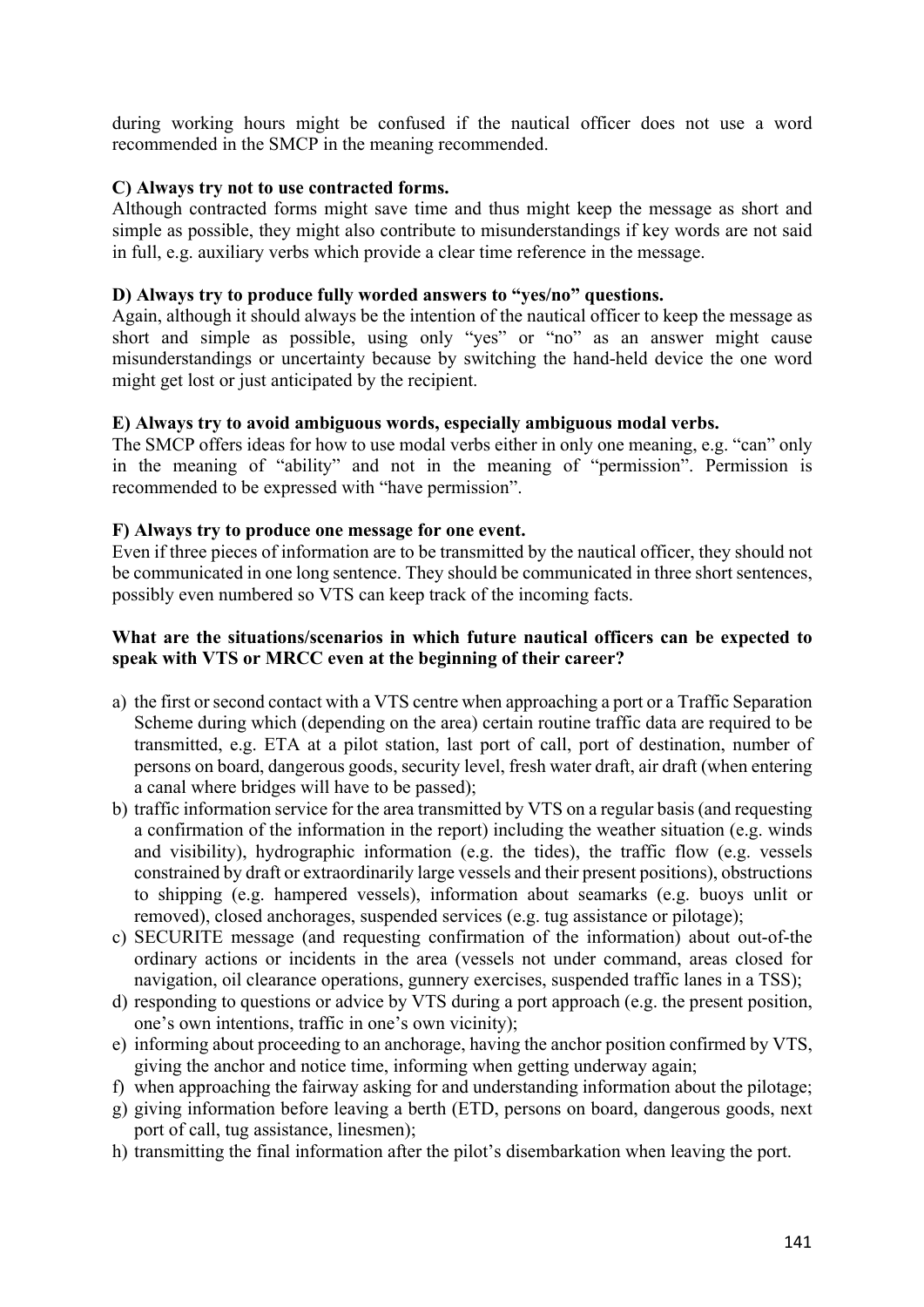during working hours might be confused if the nautical officer does not use a word recommended in the SMCP in the meaning recommended.

**C) Always try not to use contracted forms.**

Although contracted forms might save time and thus might keep the message as short and simple as possible, they might also contribute to misunderstandings if key words are not said in full, e.g. auxiliary verbs which provide a clear time reference in the message.

**D) Always try to produce fully worded answers to "yes/no" questions.**

Again, although it should always be the intention of the nautical officer to keep the message as short and simple as possible, using only "yes" or "no" as an answer might cause misunderstandings or uncertainty because by switching the hand-held device the one word might get lost or just anticipated by the recipient.

**E) Always try to avoid ambiguous words, especially ambiguous modal verbs.**

The SMCP offers ideas for how to use modal verbs either in only one meaning, e.g. "can" only in the meaning of "ability" and not in the meaning of "permission". Permission is recommended to be expressed with "have permission".

**F) Always try to produce one message for one event.**

Even if three pieces of information are to be transmitted by the nautical officer, they should not be communicated in one long sentence. They should be communicated in three short sentences, possibly even numbered so VTS can keep track of the incoming facts.

**What are the situations/scenarios in which future nautical officers can be expected to speak with VTS or MRCC even at the beginning of their career?**

a) the first or second contact with a VTS centre when approaching a port or a Traffic Separation Scheme during which (depending on the area) certain routine traffic data are required to be transmitted, e.g. ETA at a pilot station, last port of call, port of destination, number of persons on board, dangerous goods, security level, fresh water draft, air draft (when entering a canal where bridges will have to be passed);
b) traffic information service for the area transmitted by VTS on a regular basis (and requesting a confirmation of the information in the report) including the weather situation (e.g. winds and visibility), hydrographic information (e.g. the tides), the traffic flow (e.g. vessels constrained by draft or extraordinarily large vessels and their present positions), obstructions to shipping (e.g. hampered vessels), information about seamarks (e.g. buoys unlit or removed), closed anchorages, suspended services (e.g. tug assistance or pilotage);
c) SECURITE message (and requesting confirmation of the information) about out-of-the ordinary actions or incidents in the area (vessels not under command, areas closed for navigation, oil clearance operations, gunnery exercises, suspended traffic lanes in a TSS);
d) responding to questions or advice by VTS during a port approach (e.g. the present position, one's own intentions, traffic in one's own vicinity);
e) informing about proceeding to an anchorage, having the anchor position confirmed by VTS, giving the anchor and notice time, informing when getting underway again;
f) when approaching the fairway asking for and understanding information about the pilotage;
g) giving information before leaving a berth (ETD, persons on board, dangerous goods, next port of call, tug assistance, linesmen);
h) transmitting the final information after the pilot's disembarkation when leaving the port.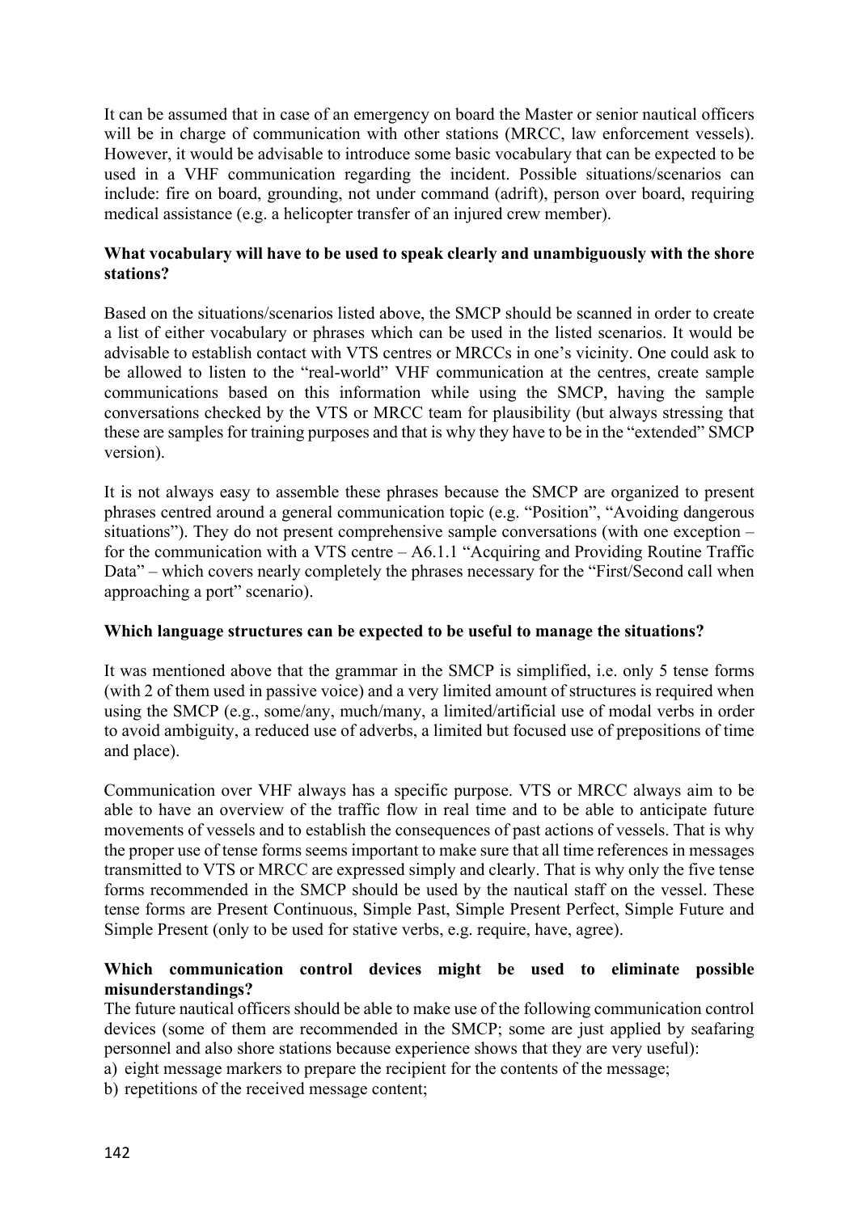It can be assumed that in case of an emergency on board the Master or senior nautical officers will be in charge of communication with other stations (MRCC, law enforcement vessels). However, it would be advisable to introduce some basic vocabulary that can be expected to be used in a VHF communication regarding the incident. Possible situations/scenarios can include: fire on board, grounding, not under command (adrift), person over board, requiring medical assistance (e.g. a helicopter transfer of an injured crew member).

**What vocabulary will have to be used to speak clearly and unambiguously with the shore stations?**

Based on the situations/scenarios listed above, the SMCP should be scanned in order to create a list of either vocabulary or phrases which can be used in the listed scenarios. It would be advisable to establish contact with VTS centres or MRCCs in one's vicinity. One could ask to be allowed to listen to the "real-world" VHF communication at the centres, create sample communications based on this information while using the SMCP, having the sample conversations checked by the VTS or MRCC team for plausibility (but always stressing that these are samples for training purposes and that is why they have to be in the "extended" SMCP version).

It is not always easy to assemble these phrases because the SMCP are organized to present phrases centred around a general communication topic (e.g. "Position", "Avoiding dangerous situations"). They do not present comprehensive sample conversations (with one exception – for the communication with a VTS centre – A6.1.1 "Acquiring and Providing Routine Traffic Data" – which covers nearly completely the phrases necessary for the "First/Second call when approaching a port" scenario).

**Which language structures can be expected to be useful to manage the situations?**

It was mentioned above that the grammar in the SMCP is simplified, i.e. only 5 tense forms (with 2 of them used in passive voice) and a very limited amount of structures is required when using the SMCP (e.g., some/any, much/many, a limited/artificial use of modal verbs in order to avoid ambiguity, a reduced use of adverbs, a limited but focused use of prepositions of time and place).

Communication over VHF always has a specific purpose. VTS or MRCC always aim to be able to have an overview of the traffic flow in real time and to be able to anticipate future movements of vessels and to establish the consequences of past actions of vessels. That is why the proper use of tense forms seems important to make sure that all time references in messages transmitted to VTS or MRCC are expressed simply and clearly. That is why only the five tense forms recommended in the SMCP should be used by the nautical staff on the vessel. These tense forms are Present Continuous, Simple Past, Simple Present Perfect, Simple Future and Simple Present (only to be used for stative verbs, e.g. require, have, agree).

**Which communication control devices might be used to eliminate possible misunderstandings?**

The future nautical officers should be able to make use of the following communication control devices (some of them are recommended in the SMCP; some are just applied by seafaring personnel and also shore stations because experience shows that they are very useful):

a) eight message markers to prepare the recipient for the contents of the message;
b) repetitions of the received message content;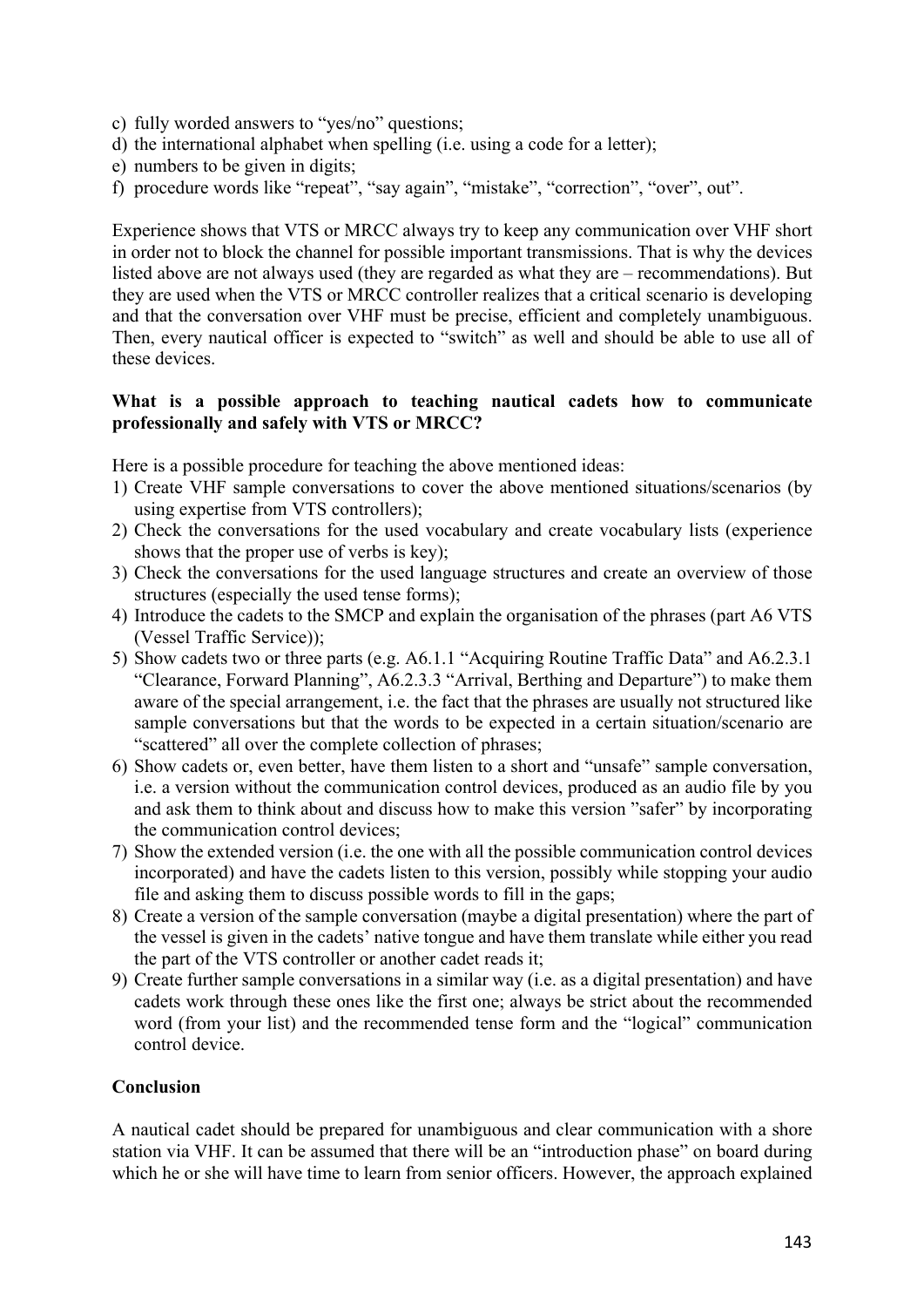c) fully worded answers to "yes/no" questions;
d) the international alphabet when spelling (i.e. using a code for a letter);
e) numbers to be given in digits;
f) procedure words like "repeat", "say again", "mistake", "correction", "over", out".

Experience shows that VTS or MRCC always try to keep any communication over VHF short in order not to block the channel for possible important transmissions. That is why the devices listed above are not always used (they are regarded as what they are – recommendations). But they are used when the VTS or MRCC controller realizes that a critical scenario is developing and that the conversation over VHF must be precise, efficient and completely unambiguous. Then, every nautical officer is expected to "switch" as well and should be able to use all of these devices.

**What is a possible approach to teaching nautical cadets how to communicate professionally and safely with VTS or MRCC?**

Here is a possible procedure for teaching the above mentioned ideas:

1) Create VHF sample conversations to cover the above mentioned situations/scenarios (by using expertise from VTS controllers);
2) Check the conversations for the used vocabulary and create vocabulary lists (experience shows that the proper use of verbs is key);
3) Check the conversations for the used language structures and create an overview of those structures (especially the used tense forms);
4) Introduce the cadets to the SMCP and explain the organisation of the phrases (part A6 VTS (Vessel Traffic Service));
5) Show cadets two or three parts (e.g. A6.1.1 "Acquiring Routine Traffic Data" and A6.2.3.1 "Clearance, Forward Planning", A6.2.3.3 "Arrival, Berthing and Departure") to make them aware of the special arrangement, i.e. the fact that the phrases are usually not structured like sample conversations but that the words to be expected in a certain situation/scenario are "scattered" all over the complete collection of phrases;
6) Show cadets or, even better, have them listen to a short and "unsafe" sample conversation, i.e. a version without the communication control devices, produced as an audio file by you and ask them to think about and discuss how to make this version "safer" by incorporating the communication control devices;
7) Show the extended version (i.e. the one with all the possible communication control devices incorporated) and have the cadets listen to this version, possibly while stopping your audio file and asking them to discuss possible words to fill in the gaps;
8) Create a version of the sample conversation (maybe a digital presentation) where the part of the vessel is given in the cadets' native tongue and have them translate while either you read the part of the VTS controller or another cadet reads it;
9) Create further sample conversations in a similar way (i.e. as a digital presentation) and have cadets work through these ones like the first one; always be strict about the recommended word (from your list) and the recommended tense form and the "logical" communication control device.

**Conclusion**

A nautical cadet should be prepared for unambiguous and clear communication with a shore station via VHF. It can be assumed that there will be an "introduction phase" on board during which he or she will have time to learn from senior officers. However, the approach explained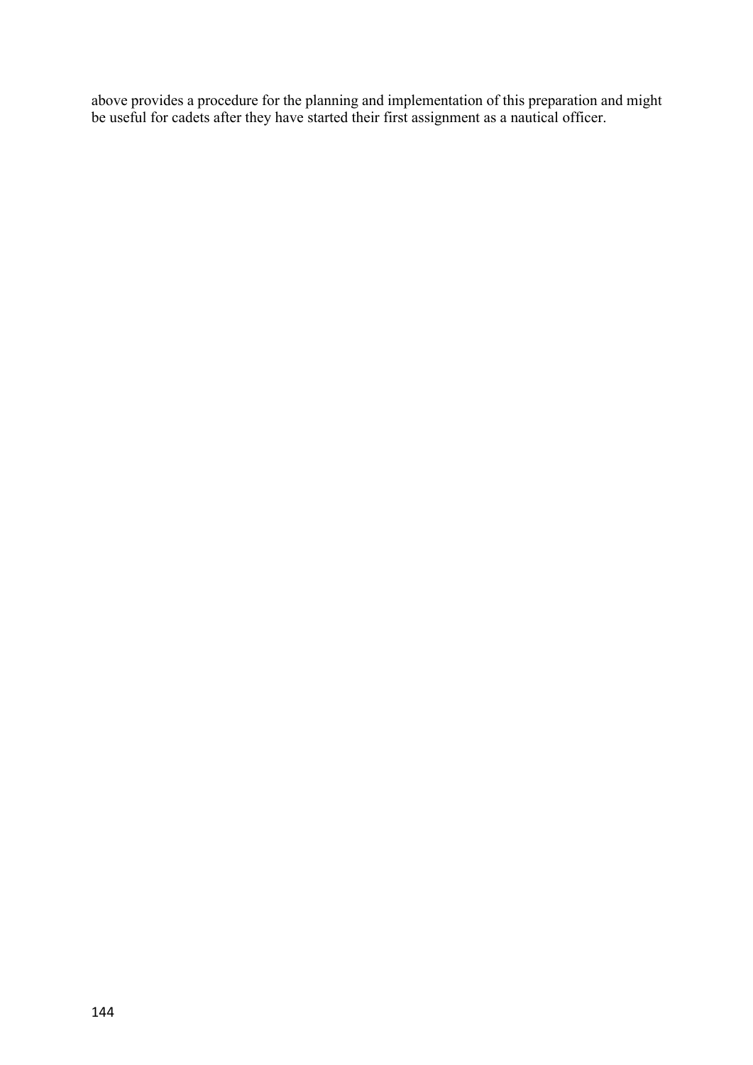above provides a procedure for the planning and implementation of this preparation and might be useful for cadets after they have started their first assignment as a nautical officer.